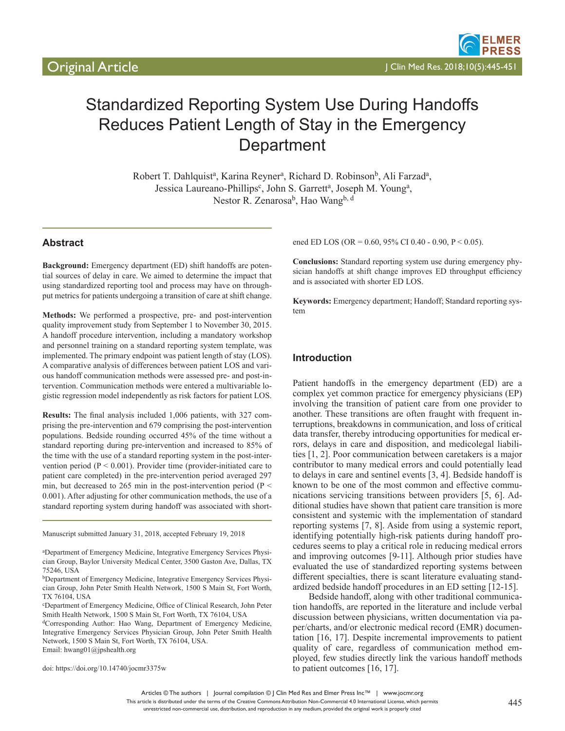Original Article

# Standardized Reporting System Use During Handoffs Reduces Patient Length of Stay in the Emergency Department

Robert T. Dahlquist[a], Karina Reyner[a], Richard D. Robinson[b], Ali Farzad[a], Jessica Laureano-Phillips[c], John S. Garrett[a], Joseph M. Young[a], Nestor R. Zenarosa[b], Hao Wang[b, d]

## Abstract

**Background:** Emergency department (ED) shift handoffs are potential sources of delay in care. We aimed to determine the impact that using standardized reporting tool and process may have on throughput metrics for patients undergoing a transition of care at shift change.

**Methods:** We performed a prospective, pre- and post-intervention quality improvement study from September 1 to November 30, 2015. A handoff procedure intervention, including a mandatory workshop and personnel training on a standard reporting system template, was implemented. The primary endpoint was patient length of stay (LOS). A comparative analysis of differences between patient LOS and various handoff communication methods were assessed pre- and post-intervention. Communication methods were entered a multivariable logistic regression model independently as risk factors for patient LOS.

**Results:** The final analysis included 1,006 patients, with 327 comprising the pre-intervention and 679 comprising the post-intervention populations. Bedside rounding occurred 45% of the time without a standard reporting during pre-intervention and increased to 85% of the time with the use of a standard reporting system in the post-intervention period ($P < 0.001$). Provider time (provider-initiated care to patient care completed) in the pre-intervention period averaged 297 min, but decreased to 265 min in the post-intervention period ($P < 0.001$). After adjusting for other communication methods, the use of a standard reporting system during handoff was associated with shortened ED LOS (OR = 0.60, 95% CI 0.40 - 0.90, $P < 0.05$).

**Conclusions:** Standard reporting system use during emergency physician handoffs at shift change improves ED throughput efficiency and is associated with shorter ED LOS.

**Keywords:** Emergency department; Handoff; Standard reporting system

Manuscript submitted January 31, 2018, accepted February 19, 2018

[a]Department of Emergency Medicine, Integrative Emergency Services Physician Group, Baylor University Medical Center, 3500 Gaston Ave, Dallas, TX 75246, USA

[b]Department of Emergency Medicine, Integrative Emergency Services Physician Group, John Peter Smith Health Network, 1500 S Main St, Fort Worth, TX 76104, USA

[c]Department of Emergency Medicine, Office of Clinical Research, John Peter Smith Health Network, 1500 S Main St, Fort Worth, TX 76104, USA

[d]Corresponding Author: Hao Wang, Department of Emergency Medicine, Integrative Emergency Services Physician Group, John Peter Smith Health Network, 1500 S Main St, Fort Worth, TX 76104, USA. Email: hwang01@jpshealth.org

doi: https://doi.org/10.14740/jocmr3375w

## Introduction

Patient handoffs in the emergency department (ED) are a complex yet common practice for emergency physicians (EP) involving the transition of patient care from one provider to another. These transitions are often fraught with frequent interruptions, breakdowns in communication, and loss of critical data transfer, thereby introducing opportunities for medical errors, delays in care and disposition, and medicolegal liabilities [1, 2]. Poor communication between caretakers is a major contributor to many medical errors and could potentially lead to delays in care and sentinel events [3, 4]. Bedside handoff is known to be one of the most common and effective communications servicing transitions between providers [5, 6]. Additional studies have shown that patient care transition is more consistent and systemic with the implementation of standard reporting systems [7, 8]. Aside from using a systemic report, identifying potentially high-risk patients during handoff procedures seems to play a critical role in reducing medical errors and improving outcomes [9-11]. Although prior studies have evaluated the use of standardized reporting systems between different specialties, there is scant literature evaluating standardized bedside handoff procedures in an ED setting [12-15].

Bedside handoff, along with other traditional communication handoffs, are reported in the literature and include verbal discussion between physicians, written documentation via paper/charts, and/or electronic medical record (EMR) documentation [16, 17]. Despite incremental improvements to patient quality of care, regardless of communication method employed, few studies directly link the various handoff methods to patient outcomes [16, 17].

Articles © The authors | Journal compilation © J Clin Med Res and Elmer Press Inc™ | www.jocmr.org
This article is distributed under the terms of the Creative Commons Attribution Non-Commercial 4.0 International License, which permits unrestricted non-commercial use, distribution, and reproduction in any medium, provided the original work is properly cited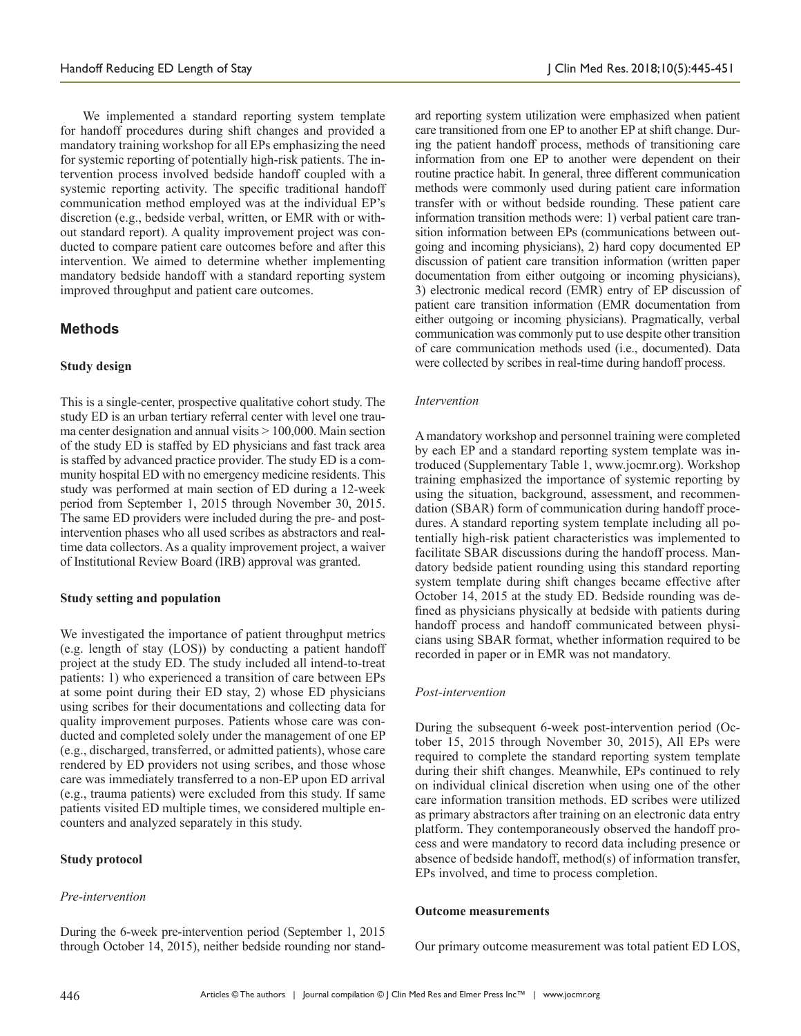We implemented a standard reporting system template for handoff procedures during shift changes and provided a mandatory training workshop for all EPs emphasizing the need for systemic reporting of potentially high-risk patients. The intervention process involved bedside handoff coupled with a systemic reporting activity. The specific traditional handoff communication method employed was at the individual EP's discretion (e.g., bedside verbal, written, or EMR with or without standard report). A quality improvement project was conducted to compare patient care outcomes before and after this intervention. We aimed to determine whether implementing mandatory bedside handoff with a standard reporting system improved throughput and patient care outcomes.

## Methods

### Study design

This is a single-center, prospective qualitative cohort study. The study ED is an urban tertiary referral center with level one trauma center designation and annual visits > 100,000. Main section of the study ED is staffed by ED physicians and fast track area is staffed by advanced practice provider. The study ED is a community hospital ED with no emergency medicine residents. This study was performed at main section of ED during a 12-week period from September 1, 2015 through November 30, 2015. The same ED providers were included during the pre- and post-intervention phases who all used scribes as abstractors and real-time data collectors. As a quality improvement project, a waiver of Institutional Review Board (IRB) approval was granted.

### Study setting and population

We investigated the importance of patient throughput metrics (e.g. length of stay (LOS)) by conducting a patient handoff project at the study ED. The study included all intend-to-treat patients: 1) who experienced a transition of care between EPs at some point during their ED stay, 2) whose ED physicians using scribes for their documentations and collecting data for quality improvement purposes. Patients whose care was conducted and completed solely under the management of one EP (e.g., discharged, transferred, or admitted patients), whose care rendered by ED providers not using scribes, and those whose care was immediately transferred to a non-EP upon ED arrival (e.g., trauma patients) were excluded from this study. If same patients visited ED multiple times, we considered multiple encounters and analyzed separately in this study.

### Study protocol

*Pre-intervention*

During the 6-week pre-intervention period (September 1, 2015 through October 14, 2015), neither bedside rounding nor standard reporting system utilization were emphasized when patient care transitioned from one EP to another EP at shift change. During the patient handoff process, methods of transitioning care information from one EP to another were dependent on their routine practice habit. In general, three different communication methods were commonly used during patient care information transfer with or without bedside rounding. These patient care information transition methods were: 1) verbal patient care transition information between EPs (communications between outgoing and incoming physicians), 2) hard copy documented EP discussion of patient care transition information (written paper documentation from either outgoing or incoming physicians), 3) electronic medical record (EMR) entry of EP discussion of patient care transition information (EMR documentation from either outgoing or incoming physicians). Pragmatically, verbal communication was commonly put to use despite other transition of care communication methods used (i.e., documented). Data were collected by scribes in real-time during handoff process.

*Intervention*

A mandatory workshop and personnel training were completed by each EP and a standard reporting system template was introduced (Supplementary Table 1, www.jocmr.org). Workshop training emphasized the importance of systemic reporting by using the situation, background, assessment, and recommendation (SBAR) form of communication during handoff procedures. A standard reporting system template including all potentially high-risk patient characteristics was implemented to facilitate SBAR discussions during the handoff process. Mandatory bedside patient rounding using this standard reporting system template during shift changes became effective after October 14, 2015 at the study ED. Bedside rounding was defined as physicians physically at bedside with patients during handoff process and handoff communicated between physicians using SBAR format, whether information required to be recorded in paper or in EMR was not mandatory.

*Post-intervention*

During the subsequent 6-week post-intervention period (October 15, 2015 through November 30, 2015), All EPs were required to complete the standard reporting system template during their shift changes. Meanwhile, EPs continued to rely on individual clinical discretion when using one of the other care information transition methods. ED scribes were utilized as primary abstractors after training on an electronic data entry platform. They contemporaneously observed the handoff process and were mandatory to record data including presence or absence of bedside handoff, method(s) of information transfer, EPs involved, and time to process completion.

### Outcome measurements

Our primary outcome measurement was total patient ED LOS,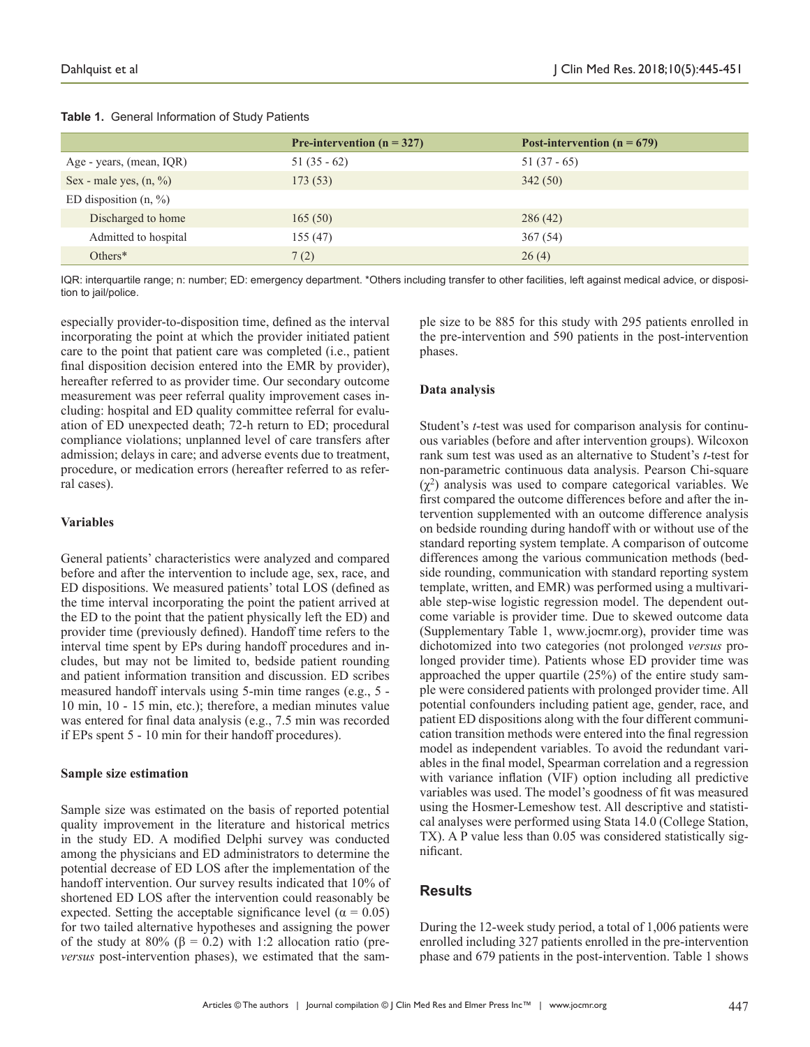**Table 1.** General Information of Study Patients

| | Pre-intervention (n = 327) | Post-intervention (n = 679) |
|---|---|---|
| Age - years, (mean, IQR) | 51 (35 - 62) | 51 (37 - 65) |
| Sex - male yes, (n, %) | 173 (53) | 342 (50) |
| ED disposition (n, %) | | |
| Discharged to home | 165 (50) | 286 (42) |
| Admitted to hospital | 155 (47) | 367 (54) |
| Others* | 7 (2) | 26 (4) |

IQR: interquartile range; n: number; ED: emergency department. *Others including transfer to other facilities, left against medical advice, or disposition to jail/police.

especially provider-to-disposition time, defined as the interval incorporating the point at which the provider initiated patient care to the point that patient care was completed (i.e., patient final disposition decision entered into the EMR by provider), hereafter referred to as provider time. Our secondary outcome measurement was peer referral quality improvement cases including: hospital and ED quality committee referral for evaluation of ED unexpected death; 72-h return to ED; procedural compliance violations; unplanned level of care transfers after admission; delays in care; and adverse events due to treatment, procedure, or medication errors (hereafter referred to as referral cases).

### Variables

General patients' characteristics were analyzed and compared before and after the intervention to include age, sex, race, and ED dispositions. We measured patients' total LOS (defined as the time interval incorporating the point the patient arrived at the ED to the point that the patient physically left the ED) and provider time (previously defined). Handoff time refers to the interval time spent by EPs during handoff procedures and includes, but may not be limited to, bedside patient rounding and patient information transition and discussion. ED scribes measured handoff intervals using 5-min time ranges (e.g., 5 - 10 min, 10 - 15 min, etc.); therefore, a median minutes value was entered for final data analysis (e.g., 7.5 min was recorded if EPs spent 5 - 10 min for their handoff procedures).

### Sample size estimation

Sample size was estimated on the basis of reported potential quality improvement in the literature and historical metrics in the study ED. A modified Delphi survey was conducted among the physicians and ED administrators to determine the potential decrease of ED LOS after the implementation of the handoff intervention. Our survey results indicated that 10% of shortened ED LOS after the intervention could reasonably be expected. Setting the acceptable significance level ($\alpha = 0.05$) for two tailed alternative hypotheses and assigning the power of the study at 80% ($\beta = 0.2$) with 1:2 allocation ratio (pre- *versus* post-intervention phases), we estimated that the sample size to be 885 for this study with 295 patients enrolled in the pre-intervention and 590 patients in the post-intervention phases.

### Data analysis

Student's *t*-test was used for comparison analysis for continuous variables (before and after intervention groups). Wilcoxon rank sum test was used as an alternative to Student's *t*-test for non-parametric continuous data analysis. Pearson Chi-square ($\chi^2$) analysis was used to compare categorical variables. We first compared the outcome differences before and after the intervention supplemented with an outcome difference analysis on bedside rounding during handoff with or without use of the standard reporting system template. A comparison of outcome differences among the various communication methods (bedside rounding, communication with standard reporting system template, written, and EMR) was performed using a multivariable step-wise logistic regression model. The dependent outcome variable is provider time. Due to skewed outcome data (Supplementary Table 1, www.jocmr.org), provider time was dichotomized into two categories (not prolonged *versus* prolonged provider time). Patients whose ED provider time was approached the upper quartile (25%) of the entire study sample were considered patients with prolonged provider time. All potential confounders including patient age, gender, race, and patient ED dispositions along with the four different communication transition methods were entered into the final regression model as independent variables. To avoid the redundant variables in the final model, Spearman correlation and a regression with variance inflation (VIF) option including all predictive variables was used. The model's goodness of fit was measured using the Hosmer-Lemeshow test. All descriptive and statistical analyses were performed using Stata 14.0 (College Station, TX). A P value less than 0.05 was considered statistically significant.

## Results

During the 12-week study period, a total of 1,006 patients were enrolled including 327 patients enrolled in the pre-intervention phase and 679 patients in the post-intervention. Table 1 shows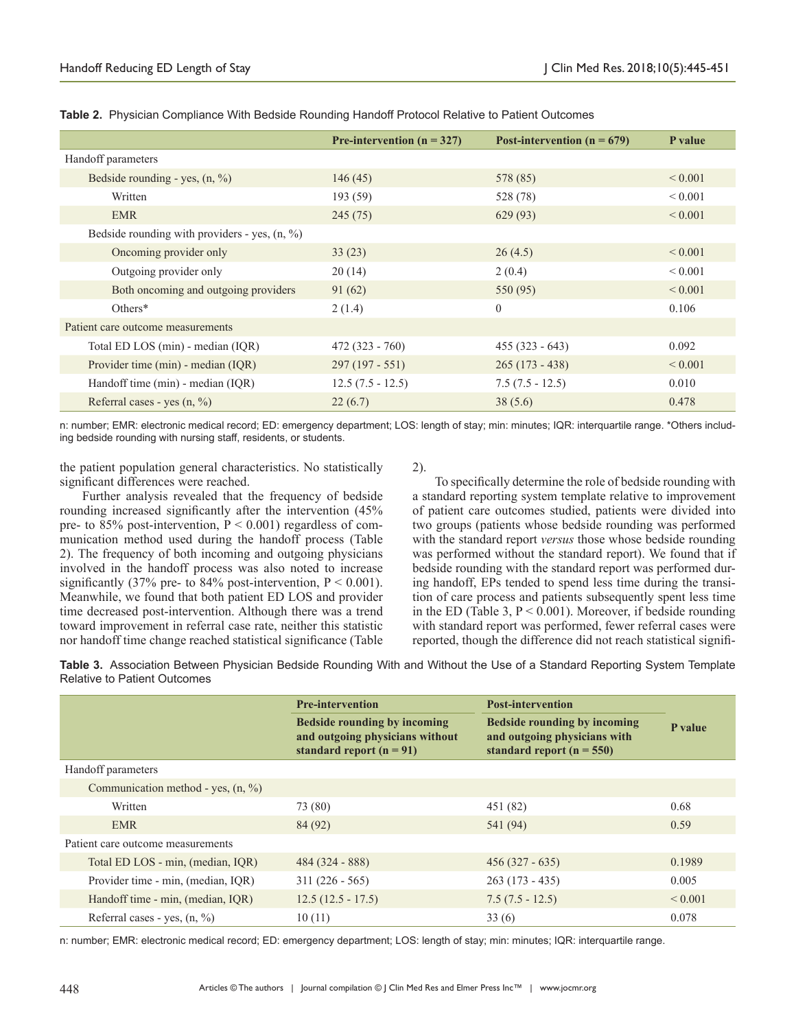**Table 2.** Physician Compliance With Bedside Rounding Handoff Protocol Relative to Patient Outcomes

| | Pre-intervention (n = 327) | Post-intervention (n = 679) | P value |
|---|---|---|---|
| Handoff parameters | | | |
| Bedside rounding - yes, (n, %) | 146 (45) | 578 (85) | < 0.001 |
| Written | 193 (59) | 528 (78) | < 0.001 |
| EMR | 245 (75) | 629 (93) | < 0.001 |
| Bedside rounding with providers - yes, (n, %) | | | |
| Oncoming provider only | 33 (23) | 26 (4.5) | < 0.001 |
| Outgoing provider only | 20 (14) | 2 (0.4) | < 0.001 |
| Both oncoming and outgoing providers | 91 (62) | 550 (95) | < 0.001 |
| Others* | 2 (1.4) | 0 | 0.106 |
| Patient care outcome measurements | | | |
| Total ED LOS (min) - median (IQR) | 472 (323 - 760) | 455 (323 - 643) | 0.092 |
| Provider time (min) - median (IQR) | 297 (197 - 551) | 265 (173 - 438) | < 0.001 |
| Handoff time (min) - median (IQR) | 12.5 (7.5 - 12.5) | 7.5 (7.5 - 12.5) | 0.010 |
| Referral cases - yes (n, %) | 22 (6.7) | 38 (5.6) | 0.478 |

n: number; EMR: electronic medical record; ED: emergency department; LOS: length of stay; min: minutes; IQR: interquartile range. *Others including bedside rounding with nursing staff, residents, or students.

the patient population general characteristics. No statistically significant differences were reached.

Further analysis revealed that the frequency of bedside rounding increased significantly after the intervention (45% pre- to 85% post-intervention, P < 0.001) regardless of communication method used during the handoff process (Table 2). The frequency of both incoming and outgoing physicians involved in the handoff process was also noted to increase significantly (37% pre- to 84% post-intervention, P < 0.001). Meanwhile, we found that both patient ED LOS and provider time decreased post-intervention. Although there was a trend toward improvement in referral case rate, neither this statistic nor handoff time change reached statistical significance (Table 2).

To specifically determine the role of bedside rounding with a standard reporting system template relative to improvement of patient care outcomes studied, patients were divided into two groups (patients whose bedside rounding was performed with the standard report *versus* those whose bedside rounding was performed without the standard report). We found that if bedside rounding with the standard report was performed during handoff, EPs tended to spend less time during the transition of care process and patients subsequently spent less time in the ED (Table 3, P < 0.001). Moreover, if bedside rounding with standard report was performed, fewer referral cases were reported, though the difference did not reach statistical signifi-

**Table 3.** Association Between Physician Bedside Rounding With and Without the Use of a Standard Reporting System Template Relative to Patient Outcomes

| | Pre-intervention | Post-intervention | P value |
|---|---|---|---|
| | Bedside rounding by incoming and outgoing physicians without standard report (n = 91) | Bedside rounding by incoming and outgoing physicians with standard report (n = 550) | |
| Handoff parameters | | | |
| Communication method - yes, (n, %) | | | |
| Written | 73 (80) | 451 (82) | 0.68 |
| EMR | 84 (92) | 541 (94) | 0.59 |
| Patient care outcome measurements | | | |
| Total ED LOS - min, (median, IQR) | 484 (324 - 888) | 456 (327 - 635) | 0.1989 |
| Provider time - min, (median, IQR) | 311 (226 - 565) | 263 (173 - 435) | 0.005 |
| Handoff time - min, (median, IQR) | 12.5 (12.5 - 17.5) | 7.5 (7.5 - 12.5) | < 0.001 |
| Referral cases - yes, (n, %) | 10 (11) | 33 (6) | 0.078 |

n: number; EMR: electronic medical record; ED: emergency department; LOS: length of stay; min: minutes; IQR: interquartile range.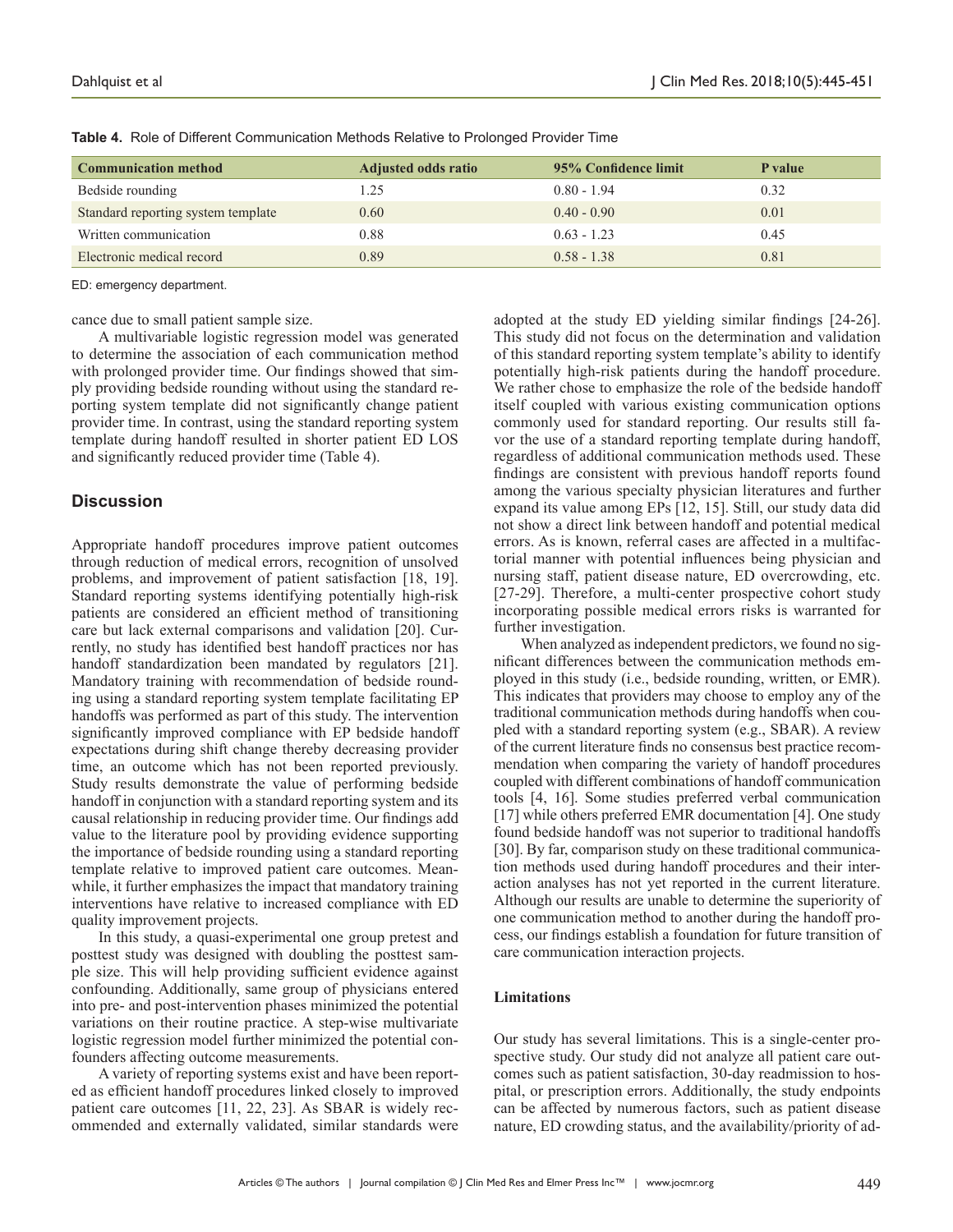**Table 4.** Role of Different Communication Methods Relative to Prolonged Provider Time

| Communication method | Adjusted odds ratio | 95% Confidence limit | P value |
|---|---|---|---|
| Bedside rounding | 1.25 | 0.80 - 1.94 | 0.32 |
| Standard reporting system template | 0.60 | 0.40 - 0.90 | 0.01 |
| Written communication | 0.88 | 0.63 - 1.23 | 0.45 |
| Electronic medical record | 0.89 | 0.58 - 1.38 | 0.81 |

ED: emergency department.

cance due to small patient sample size.

A multivariable logistic regression model was generated to determine the association of each communication method with prolonged provider time. Our findings showed that simply providing bedside rounding without using the standard reporting system template did not significantly change patient provider time. In contrast, using the standard reporting system template during handoff resulted in shorter patient ED LOS and significantly reduced provider time (Table 4).

## Discussion

Appropriate handoff procedures improve patient outcomes through reduction of medical errors, recognition of unsolved problems, and improvement of patient satisfaction [18, 19]. Standard reporting systems identifying potentially high-risk patients are considered an efficient method of transitioning care but lack external comparisons and validation [20]. Currently, no study has identified best handoff practices nor has handoff standardization been mandated by regulators [21]. Mandatory training with recommendation of bedside rounding using a standard reporting system template facilitating EP handoffs was performed as part of this study. The intervention significantly improved compliance with EP bedside handoff expectations during shift change thereby decreasing provider time, an outcome which has not been reported previously. Study results demonstrate the value of performing bedside handoff in conjunction with a standard reporting system and its causal relationship in reducing provider time. Our findings add value to the literature pool by providing evidence supporting the importance of bedside rounding using a standard reporting template relative to improved patient care outcomes. Meanwhile, it further emphasizes the impact that mandatory training interventions have relative to increased compliance with ED quality improvement projects.

In this study, a quasi-experimental one group pretest and posttest study was designed with doubling the posttest sample size. This will help providing sufficient evidence against confounding. Additionally, same group of physicians entered into pre- and post-intervention phases minimized the potential variations on their routine practice. A step-wise multivariate logistic regression model further minimized the potential confounders affecting outcome measurements.

A variety of reporting systems exist and have been reported as efficient handoff procedures linked closely to improved patient care outcomes [11, 22, 23]. As SBAR is widely recommended and externally validated, similar standards were adopted at the study ED yielding similar findings [24-26]. This study did not focus on the determination and validation of this standard reporting system template's ability to identify potentially high-risk patients during the handoff procedure. We rather chose to emphasize the role of the bedside handoff itself coupled with various existing communication options commonly used for standard reporting. Our results still favor the use of a standard reporting template during handoff, regardless of additional communication methods used. These findings are consistent with previous handoff reports found among the various specialty physician literatures and further expand its value among EPs [12, 15]. Still, our study data did not show a direct link between handoff and potential medical errors. As is known, referral cases are affected in a multifactorial manner with potential influences being physician and nursing staff, patient disease nature, ED overcrowding, etc. [27-29]. Therefore, a multi-center prospective cohort study incorporating possible medical errors risks is warranted for further investigation.

When analyzed as independent predictors, we found no significant differences between the communication methods employed in this study (i.e., bedside rounding, written, or EMR). This indicates that providers may choose to employ any of the traditional communication methods during handoffs when coupled with a standard reporting system (e.g., SBAR). A review of the current literature finds no consensus best practice recommendation when comparing the variety of handoff procedures coupled with different combinations of handoff communication tools [4, 16]. Some studies preferred verbal communication [17] while others preferred EMR documentation [4]. One study found bedside handoff was not superior to traditional handoffs [30]. By far, comparison study on these traditional communication methods used during handoff procedures and their interaction analyses has not yet reported in the current literature. Although our results are unable to determine the superiority of one communication method to another during the handoff process, our findings establish a foundation for future transition of care communication interaction projects.

### Limitations

Our study has several limitations. This is a single-center prospective study. Our study did not analyze all patient care outcomes such as patient satisfaction, 30-day readmission to hospital, or prescription errors. Additionally, the study endpoints can be affected by numerous factors, such as patient disease nature, ED crowding status, and the availability/priority of ad-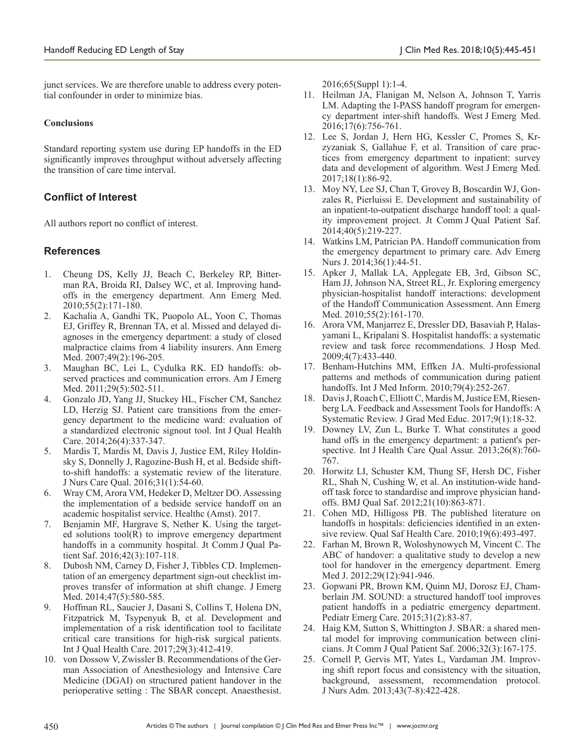junct services. We are therefore unable to address every potential confounder in order to minimize bias.

### Conclusions

Standard reporting system use during EP handoffs in the ED significantly improves throughput without adversely affecting the transition of care time interval.

## Conflict of Interest

All authors report no conflict of interest.

## References

1. Cheung DS, Kelly JJ, Beach C, Berkeley RP, Bitterman RA, Broida RI, Dalsey WC, et al. Improving handoffs in the emergency department. Ann Emerg Med. 2010;55(2):171-180.
2. Kachalia A, Gandhi TK, Puopolo AL, Yoon C, Thomas EJ, Griffey R, Brennan TA, et al. Missed and delayed diagnoses in the emergency department: a study of closed malpractice claims from 4 liability insurers. Ann Emerg Med. 2007;49(2):196-205.
3. Maughan BC, Lei L, Cydulka RK. ED handoffs: observed practices and communication errors. Am J Emerg Med. 2011;29(5):502-511.
4. Gonzalo JD, Yang JJ, Stuckey HL, Fischer CM, Sanchez LD, Herzig SJ. Patient care transitions from the emergency department to the medicine ward: evaluation of a standardized electronic signout tool. Int J Qual Health Care. 2014;26(4):337-347.
5. Mardis T, Mardis M, Davis J, Justice EM, Riley Holdinsky S, Donnelly J, Ragozine-Bush H, et al. Bedside shift-to-shift handoffs: a systematic review of the literature. J Nurs Care Qual. 2016;31(1):54-60.
6. Wray CM, Arora VM, Hedeker D, Meltzer DO. Assessing the implementation of a bedside service handoff on an academic hospitalist service. Healthc (Amst). 2017.
7. Benjamin MF, Hargrave S, Nether K. Using the targeted solutions tool(R) to improve emergency department handoffs in a community hospital. Jt Comm J Qual Patient Saf. 2016;42(3):107-118.
8. Dubosh NM, Carney D, Fisher J, Tibbles CD. Implementation of an emergency department sign-out checklist improves transfer of information at shift change. J Emerg Med. 2014;47(5):580-585.
9. Hoffman RL, Saucier J, Dasani S, Collins T, Holena DN, Fitzpatrick M, Tsypenyuk B, et al. Development and implementation of a risk identification tool to facilitate critical care transitions for high-risk surgical patients. Int J Qual Health Care. 2017;29(3):412-419.
10. von Dossow V, Zwissler B. Recommendations of the German Association of Anesthesiology and Intensive Care Medicine (DGAI) on structured patient handover in the perioperative setting : The SBAR concept. Anaesthesist. 2016;65(Suppl 1):1-4.
11. Heilman JA, Flanigan M, Nelson A, Johnson T, Yarris LM. Adapting the I-PASS handoff program for emergency department inter-shift handoffs. West J Emerg Med. 2016;17(6):756-761.
12. Lee S, Jordan J, Hern HG, Kessler C, Promes S, Krzyzaniak S, Gallahue F, et al. Transition of care practices from emergency department to inpatient: survey data and development of algorithm. West J Emerg Med. 2017;18(1):86-92.
13. Moy NY, Lee SJ, Chan T, Grovey B, Boscardin WJ, Gonzales R, Pierluissi E. Development and sustainability of an inpatient-to-outpatient discharge handoff tool: a quality improvement project. Jt Comm J Qual Patient Saf. 2014;40(5):219-227.
14. Watkins LM, Patrician PA. Handoff communication from the emergency department to primary care. Adv Emerg Nurs J. 2014;36(1):44-51.
15. Apker J, Mallak LA, Applegate EB, 3rd, Gibson SC, Ham JJ, Johnson NA, Street RL, Jr. Exploring emergency physician-hospitalist handoff interactions: development of the Handoff Communication Assessment. Ann Emerg Med. 2010;55(2):161-170.
16. Arora VM, Manjarrez E, Dressler DD, Basaviah P, Halasyamani L, Kripalani S. Hospitalist handoffs: a systematic review and task force recommendations. J Hosp Med. 2009;4(7):433-440.
17. Benham-Hutchins MM, Effken JA. Multi-professional patterns and methods of communication during patient handoffs. Int J Med Inform. 2010;79(4):252-267.
18. Davis J, Roach C, Elliott C, Mardis M, Justice EM, Riesenberg LA. Feedback and Assessment Tools for Handoffs: A Systematic Review. J Grad Med Educ. 2017;9(1):18-32.
19. Downey LV, Zun L, Burke T. What constitutes a good hand offs in the emergency department: a patient's perspective. Int J Health Care Qual Assur. 2013;26(8):760-767.
20. Horwitz LI, Schuster KM, Thung SF, Hersh DC, Fisher RL, Shah N, Cushing W, et al. An institution-wide handoff task force to standardise and improve physician handoffs. BMJ Qual Saf. 2012;21(10):863-871.
21. Cohen MD, Hilligoss PB. The published literature on handoffs in hospitals: deficiencies identified in an extensive review. Qual Saf Health Care. 2010;19(6):493-497.
22. Farhan M, Brown R, Woloshynowych M, Vincent C. The ABC of handover: a qualitative study to develop a new tool for handover in the emergency department. Emerg Med J. 2012;29(12):941-946.
23. Gopwani PR, Brown KM, Quinn MJ, Dorosz EJ, Chamberlain JM. SOUND: a structured handoff tool improves patient handoffs in a pediatric emergency department. Pediatr Emerg Care. 2015;31(2):83-87.
24. Haig KM, Sutton S, Whittington J. SBAR: a shared mental model for improving communication between clinicians. Jt Comm J Qual Patient Saf. 2006;32(3):167-175.
25. Cornell P, Gervis MT, Yates L, Vardaman JM. Improving shift report focus and consistency with the situation, background, assessment, recommendation protocol. J Nurs Adm. 2013;43(7-8):422-428.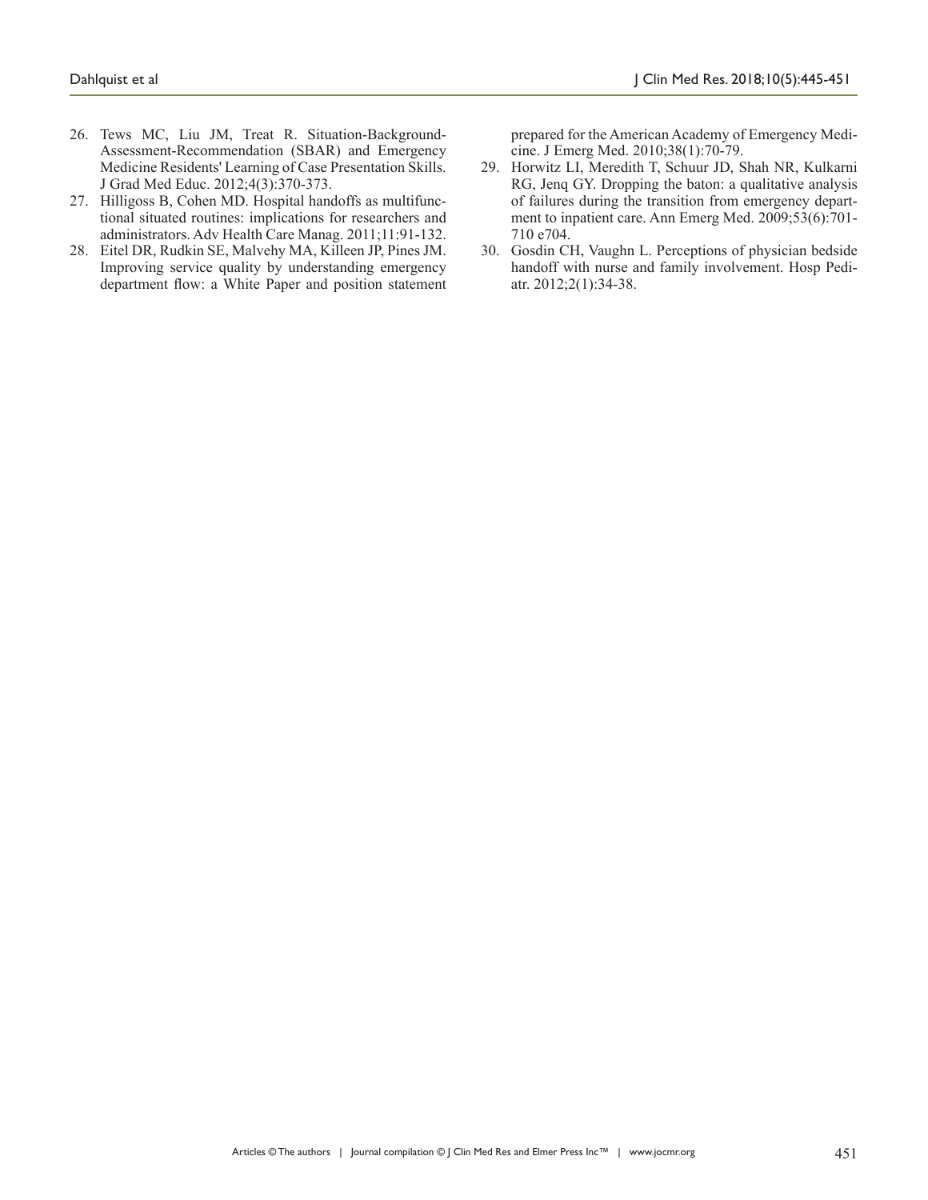26. Tews MC, Liu JM, Treat R. Situation-Background-Assessment-Recommendation (SBAR) and Emergency Medicine Residents' Learning of Case Presentation Skills. J Grad Med Educ. 2012;4(3):370-373.
27. Hilligoss B, Cohen MD. Hospital handoffs as multifunctional situated routines: implications for researchers and administrators. Adv Health Care Manag. 2011;11:91-132.
28. Eitel DR, Rudkin SE, Malvehy MA, Killeen JP, Pines JM. Improving service quality by understanding emergency department flow: a White Paper and position statement prepared for the American Academy of Emergency Medicine. J Emerg Med. 2010;38(1):70-79.
29. Horwitz LI, Meredith T, Schuur JD, Shah NR, Kulkarni RG, Jenq GY. Dropping the baton: a qualitative analysis of failures during the transition from emergency department to inpatient care. Ann Emerg Med. 2009;53(6):701-710 e704.
30. Gosdin CH, Vaughn L. Perceptions of physician bedside handoff with nurse and family involvement. Hosp Pediatr. 2012;2(1):34-38.